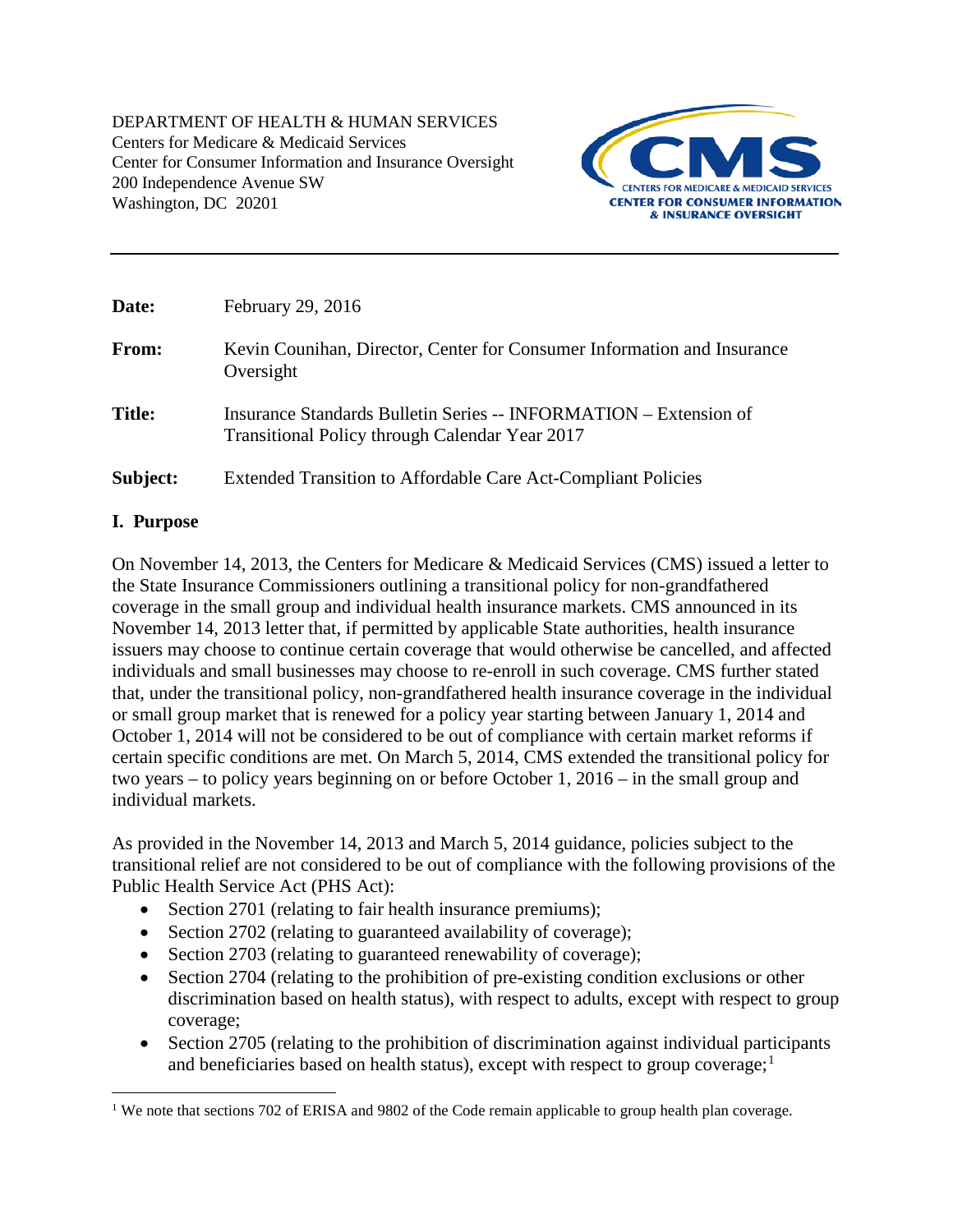DEPARTMENT OF HEALTH & HUMAN SERVICES
Centers for Medicare & Medicaid Services
Center for Consumer Information and Insurance Oversight
200 Independence Avenue SW
Washington, DC 20201

CMS
CENTERS FOR MEDICARE & MEDICAID SERVICES
CENTER FOR CONSUMER INFORMATION & INSURANCE OVERSIGHT

---

**Date:** February 29, 2016

**From:** Kevin Counihan, Director, Center for Consumer Information and Insurance Oversight

**Title:** Insurance Standards Bulletin Series -- INFORMATION – Extension of Transitional Policy through Calendar Year 2017

**Subject:** Extended Transition to Affordable Care Act-Compliant Policies

## I. Purpose

On November 14, 2013, the Centers for Medicare & Medicaid Services (CMS) issued a letter to the State Insurance Commissioners outlining a transitional policy for non-grandfathered coverage in the small group and individual health insurance markets. CMS announced in its November 14, 2013 letter that, if permitted by applicable State authorities, health insurance issuers may choose to continue certain coverage that would otherwise be cancelled, and affected individuals and small businesses may choose to re-enroll in such coverage. CMS further stated that, under the transitional policy, non-grandfathered health insurance coverage in the individual or small group market that is renewed for a policy year starting between January 1, 2014 and October 1, 2014 will not be considered to be out of compliance with certain market reforms if certain specific conditions are met. On March 5, 2014, CMS extended the transitional policy for two years – to policy years beginning on or before October 1, 2016 – in the small group and individual markets.

As provided in the November 14, 2013 and March 5, 2014 guidance, policies subject to the transitional relief are not considered to be out of compliance with the following provisions of the Public Health Service Act (PHS Act):

- Section 2701 (relating to fair health insurance premiums);
- Section 2702 (relating to guaranteed availability of coverage);
- Section 2703 (relating to guaranteed renewability of coverage);
- Section 2704 (relating to the prohibition of pre-existing condition exclusions or other discrimination based on health status), with respect to adults, except with respect to group coverage;
- Section 2705 (relating to the prohibition of discrimination against individual participants and beneficiaries based on health status), except with respect to group coverage;[1]

[1] We note that sections 702 of ERISA and 9802 of the Code remain applicable to group health plan coverage.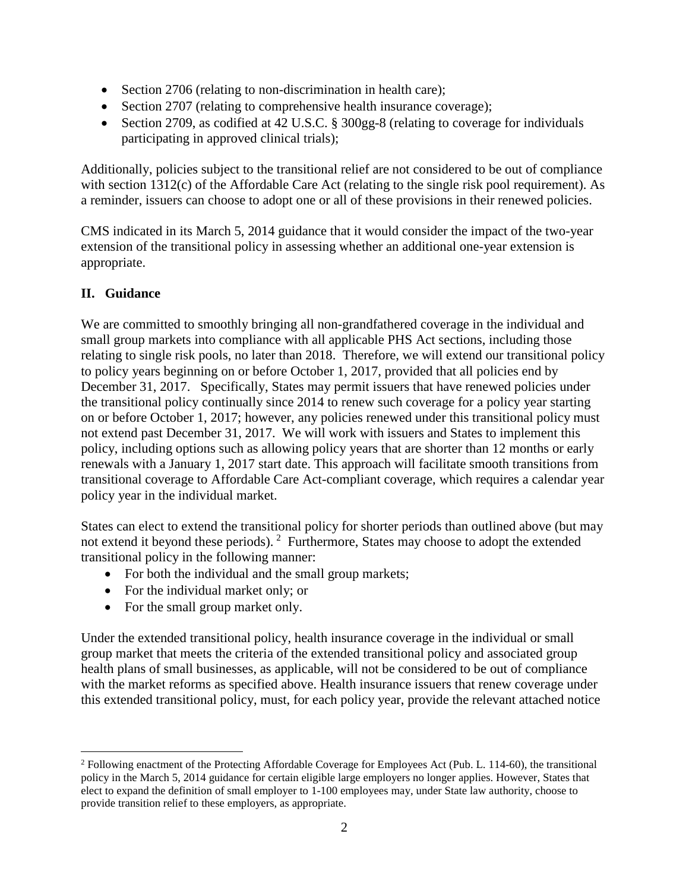- Section 2706 (relating to non-discrimination in health care);
- Section 2707 (relating to comprehensive health insurance coverage);
- Section 2709, as codified at 42 U.S.C. § 300gg-8 (relating to coverage for individuals participating in approved clinical trials);

Additionally, policies subject to the transitional relief are not considered to be out of compliance with section 1312(c) of the Affordable Care Act (relating to the single risk pool requirement). As a reminder, issuers can choose to adopt one or all of these provisions in their renewed policies.

CMS indicated in its March 5, 2014 guidance that it would consider the impact of the two-year extension of the transitional policy in assessing whether an additional one-year extension is appropriate.

## II. Guidance

We are committed to smoothly bringing all non-grandfathered coverage in the individual and small group markets into compliance with all applicable PHS Act sections, including those relating to single risk pools, no later than 2018. Therefore, we will extend our transitional policy to policy years beginning on or before October 1, 2017, provided that all policies end by December 31, 2017. Specifically, States may permit issuers that have renewed policies under the transitional policy continually since 2014 to renew such coverage for a policy year starting on or before October 1, 2017; however, any policies renewed under this transitional policy must not extend past December 31, 2017. We will work with issuers and States to implement this policy, including options such as allowing policy years that are shorter than 12 months or early renewals with a January 1, 2017 start date. This approach will facilitate smooth transitions from transitional coverage to Affordable Care Act-compliant coverage, which requires a calendar year policy year in the individual market.

States can elect to extend the transitional policy for shorter periods than outlined above (but may not extend it beyond these periods). [2] Furthermore, States may choose to adopt the extended transitional policy in the following manner:

- For both the individual and the small group markets;
- For the individual market only; or
- For the small group market only.

Under the extended transitional policy, health insurance coverage in the individual or small group market that meets the criteria of the extended transitional policy and associated group health plans of small businesses, as applicable, will not be considered to be out of compliance with the market reforms as specified above. Health insurance issuers that renew coverage under this extended transitional policy, must, for each policy year, provide the relevant attached notice

[2] Following enactment of the Protecting Affordable Coverage for Employees Act (Pub. L. 114-60), the transitional policy in the March 5, 2014 guidance for certain eligible large employers no longer applies. However, States that elect to expand the definition of small employer to 1-100 employees may, under State law authority, choose to provide transition relief to these employers, as appropriate.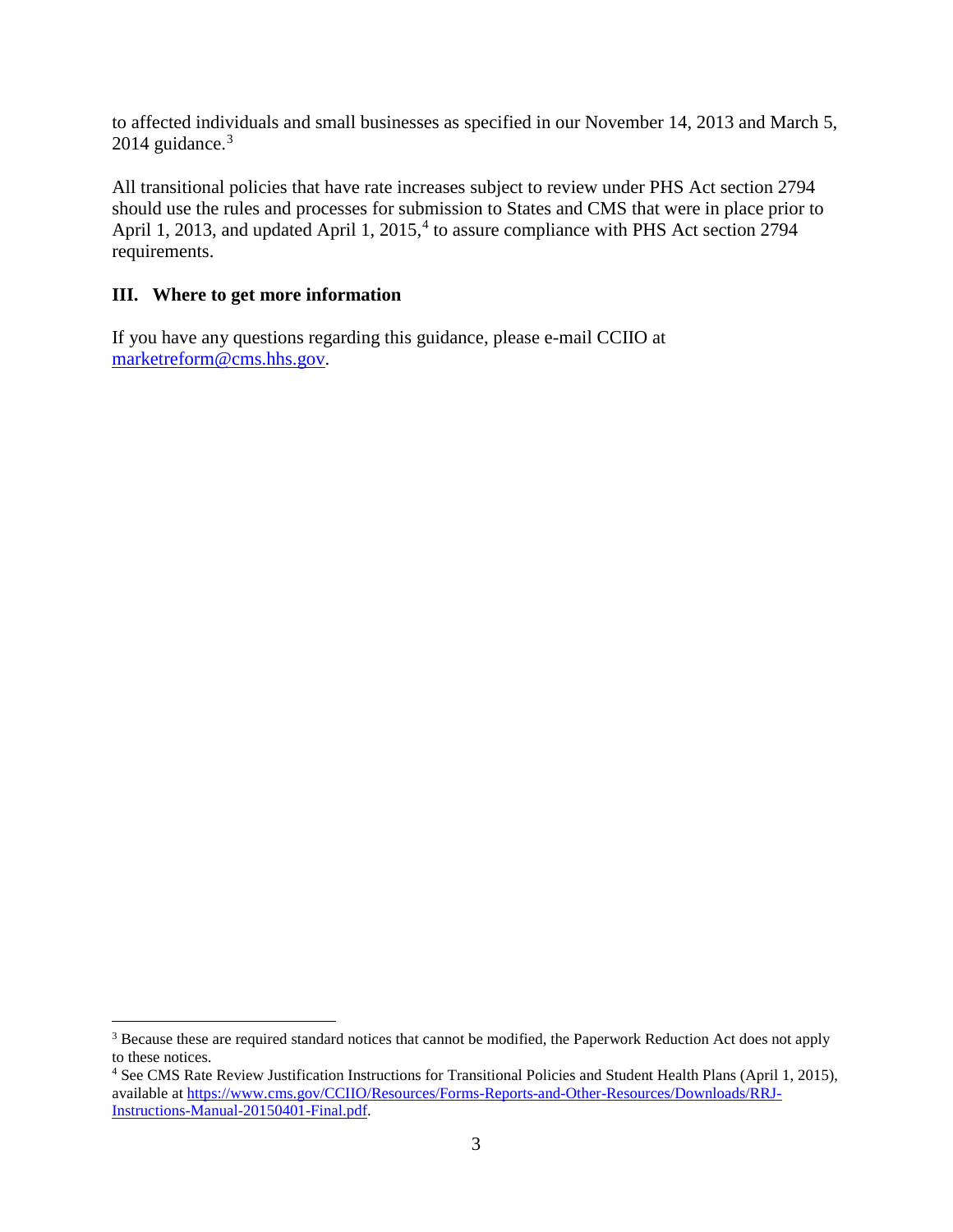to affected individuals and small businesses as specified in our November 14, 2013 and March 5, 2014 guidance.[3]

All transitional policies that have rate increases subject to review under PHS Act section 2794 should use the rules and processes for submission to States and CMS that were in place prior to April 1, 2013, and updated April 1, 2015,[4] to assure compliance with PHS Act section 2794 requirements.

## III. Where to get more information

If you have any questions regarding this guidance, please e-mail CCIIO at [marketreform@cms.hhs.gov](mailto:marketreform@cms.hhs.gov).

---

[3] Because these are required standard notices that cannot be modified, the Paperwork Reduction Act does not apply to these notices.

[4] See CMS Rate Review Justification Instructions for Transitional Policies and Student Health Plans (April 1, 2015), available at [https://www.cms.gov/CCIIO/Resources/Forms-Reports-and-Other-Resources/Downloads/RRJ-Instructions-Manual-20150401-Final.pdf](https://www.cms.gov/CCIIO/Resources/Forms-Reports-and-Other-Resources/Downloads/RRJ-Instructions-Manual-20150401-Final.pdf).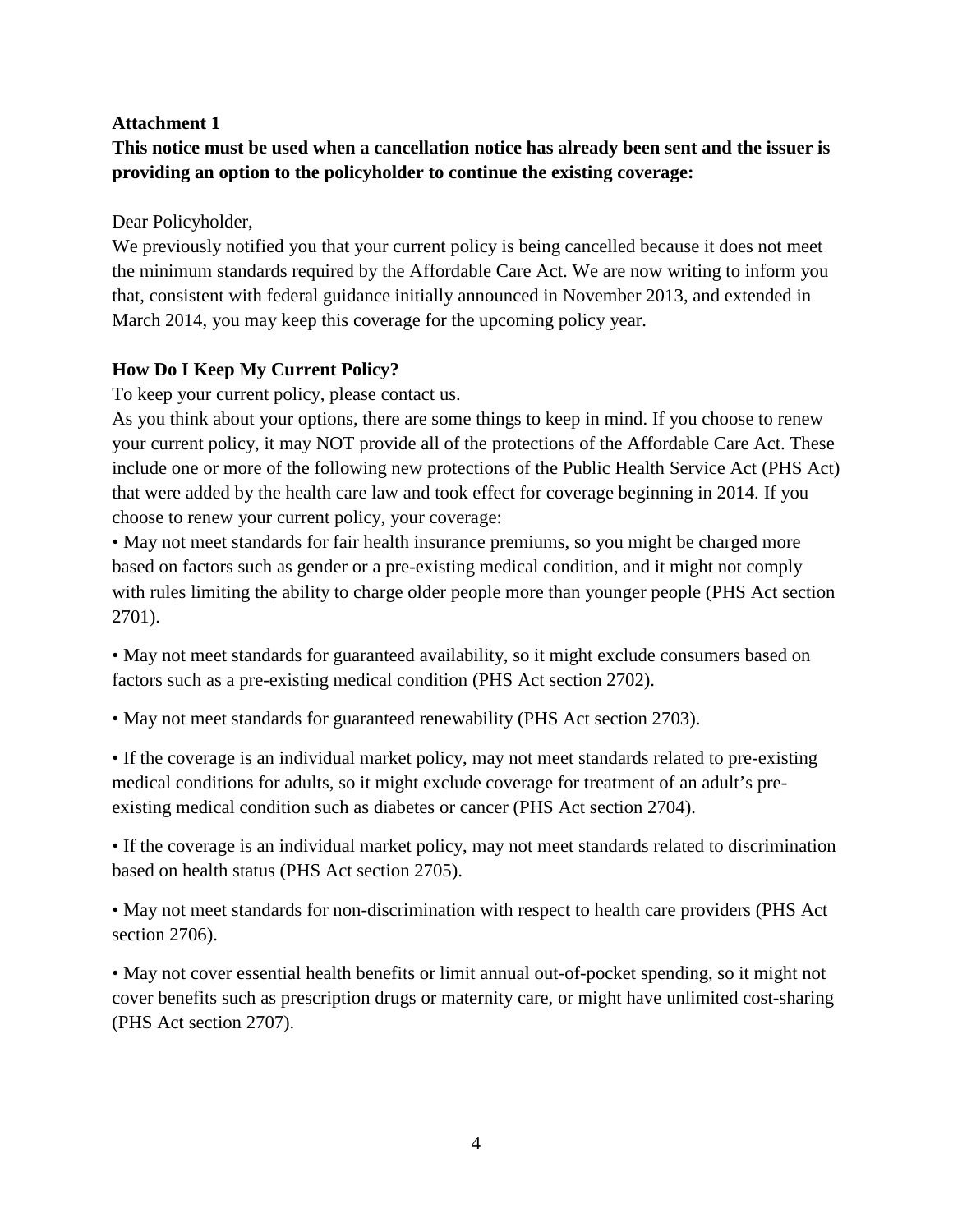**Attachment 1**

**This notice must be used when a cancellation notice has already been sent and the issuer is providing an option to the policyholder to continue the existing coverage:**

Dear Policyholder,

We previously notified you that your current policy is being cancelled because it does not meet the minimum standards required by the Affordable Care Act. We are now writing to inform you that, consistent with federal guidance initially announced in November 2013, and extended in March 2014, you may keep this coverage for the upcoming policy year.

**How Do I Keep My Current Policy?**

To keep your current policy, please contact us.

As you think about your options, there are some things to keep in mind. If you choose to renew your current policy, it may NOT provide all of the protections of the Affordable Care Act. These include one or more of the following new protections of the Public Health Service Act (PHS Act) that were added by the health care law and took effect for coverage beginning in 2014. If you choose to renew your current policy, your coverage:

- May not meet standards for fair health insurance premiums, so you might be charged more based on factors such as gender or a pre-existing medical condition, and it might not comply with rules limiting the ability to charge older people more than younger people (PHS Act section 2701).

- May not meet standards for guaranteed availability, so it might exclude consumers based on factors such as a pre-existing medical condition (PHS Act section 2702).

- May not meet standards for guaranteed renewability (PHS Act section 2703).

- If the coverage is an individual market policy, may not meet standards related to pre-existing medical conditions for adults, so it might exclude coverage for treatment of an adult's pre-existing medical condition such as diabetes or cancer (PHS Act section 2704).

- If the coverage is an individual market policy, may not meet standards related to discrimination based on health status (PHS Act section 2705).

- May not meet standards for non-discrimination with respect to health care providers (PHS Act section 2706).

- May not cover essential health benefits or limit annual out-of-pocket spending, so it might not cover benefits such as prescription drugs or maternity care, or might have unlimited cost-sharing (PHS Act section 2707).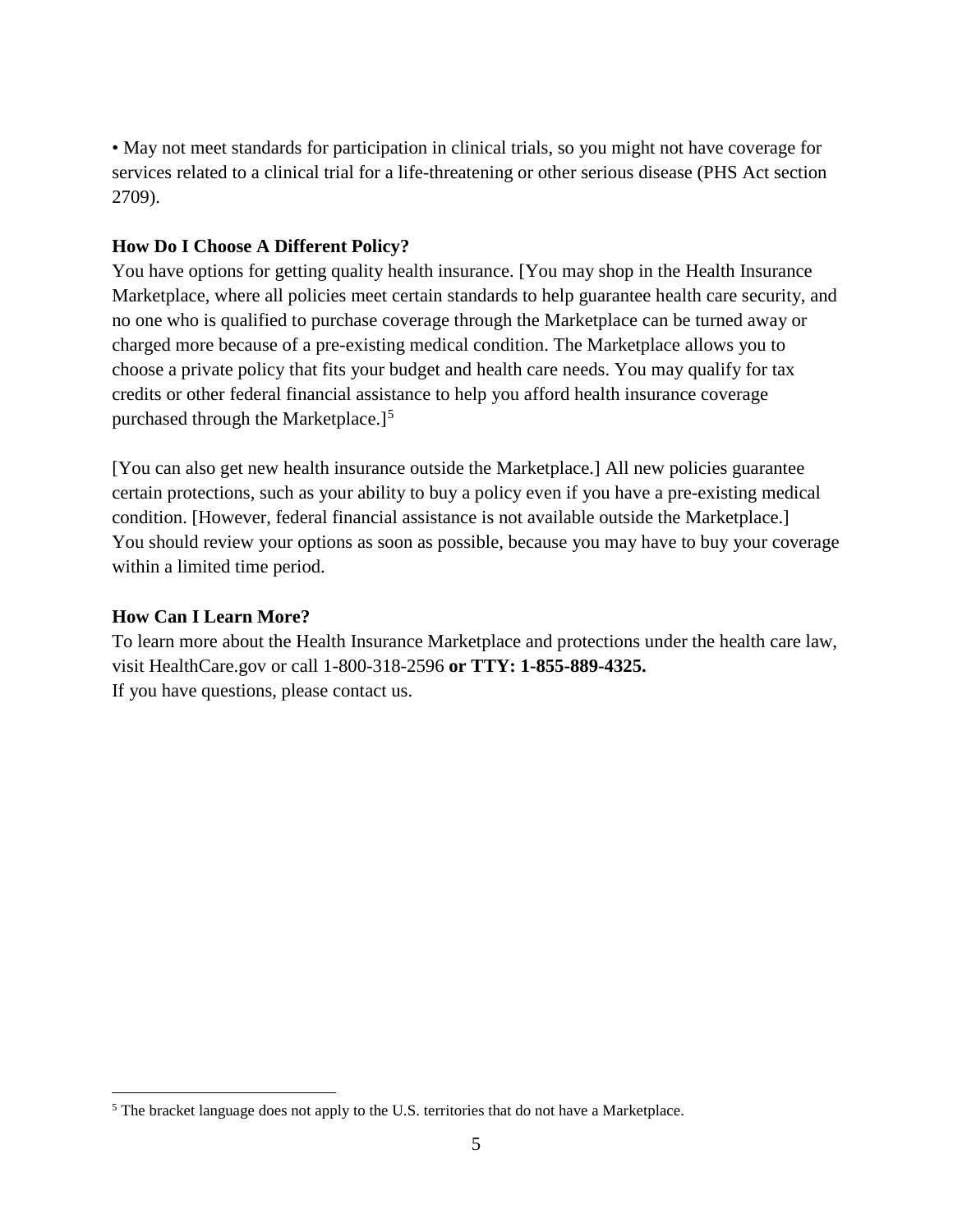• May not meet standards for participation in clinical trials, so you might not have coverage for services related to a clinical trial for a life-threatening or other serious disease (PHS Act section 2709).

**How Do I Choose A Different Policy?**

You have options for getting quality health insurance. [You may shop in the Health Insurance Marketplace, where all policies meet certain standards to help guarantee health care security, and no one who is qualified to purchase coverage through the Marketplace can be turned away or charged more because of a pre-existing medical condition. The Marketplace allows you to choose a private policy that fits your budget and health care needs. You may qualify for tax credits or other federal financial assistance to help you afford health insurance coverage purchased through the Marketplace.][5]

[You can also get new health insurance outside the Marketplace.] All new policies guarantee certain protections, such as your ability to buy a policy even if you have a pre-existing medical condition. [However, federal financial assistance is not available outside the Marketplace.] You should review your options as soon as possible, because you may have to buy your coverage within a limited time period.

**How Can I Learn More?**

To learn more about the Health Insurance Marketplace and protections under the health care law, visit HealthCare.gov or call 1-800-318-2596 **or TTY: 1-855-889-4325.**
If you have questions, please contact us.

[5] The bracket language does not apply to the U.S. territories that do not have a Marketplace.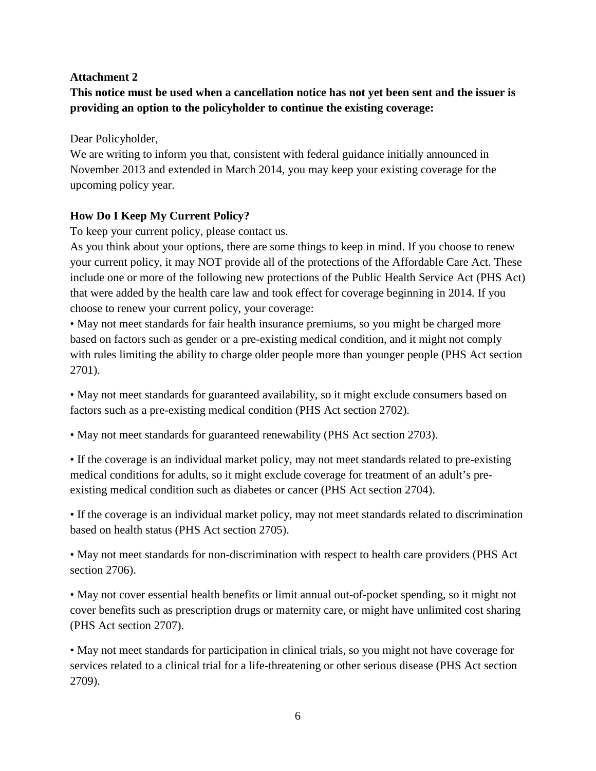**Attachment 2**

**This notice must be used when a cancellation notice has not yet been sent and the issuer is providing an option to the policyholder to continue the existing coverage:**

Dear Policyholder,

We are writing to inform you that, consistent with federal guidance initially announced in November 2013 and extended in March 2014, you may keep your existing coverage for the upcoming policy year.

**How Do I Keep My Current Policy?**

To keep your current policy, please contact us.

As you think about your options, there are some things to keep in mind. If you choose to renew your current policy, it may NOT provide all of the protections of the Affordable Care Act. These include one or more of the following new protections of the Public Health Service Act (PHS Act) that were added by the health care law and took effect for coverage beginning in 2014. If you choose to renew your current policy, your coverage:

- May not meet standards for fair health insurance premiums, so you might be charged more based on factors such as gender or a pre-existing medical condition, and it might not comply with rules limiting the ability to charge older people more than younger people (PHS Act section 2701).

- May not meet standards for guaranteed availability, so it might exclude consumers based on factors such as a pre-existing medical condition (PHS Act section 2702).

- May not meet standards for guaranteed renewability (PHS Act section 2703).

- If the coverage is an individual market policy, may not meet standards related to pre-existing medical conditions for adults, so it might exclude coverage for treatment of an adult's pre-existing medical condition such as diabetes or cancer (PHS Act section 2704).

- If the coverage is an individual market policy, may not meet standards related to discrimination based on health status (PHS Act section 2705).

- May not meet standards for non-discrimination with respect to health care providers (PHS Act section 2706).

- May not cover essential health benefits or limit annual out-of-pocket spending, so it might not cover benefits such as prescription drugs or maternity care, or might have unlimited cost sharing (PHS Act section 2707).

- May not meet standards for participation in clinical trials, so you might not have coverage for services related to a clinical trial for a life-threatening or other serious disease (PHS Act section 2709).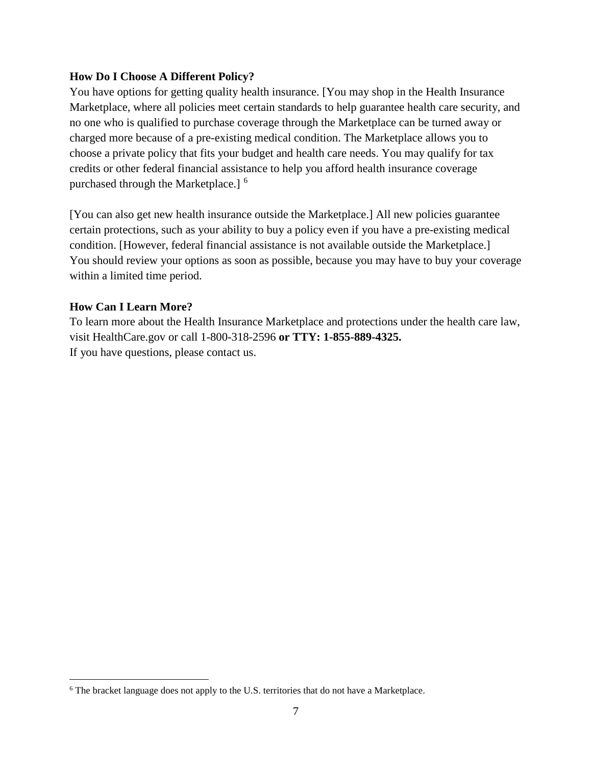**How Do I Choose A Different Policy?**

You have options for getting quality health insurance. [You may shop in the Health Insurance Marketplace, where all policies meet certain standards to help guarantee health care security, and no one who is qualified to purchase coverage through the Marketplace can be turned away or charged more because of a pre-existing medical condition. The Marketplace allows you to choose a private policy that fits your budget and health care needs. You may qualify for tax credits or other federal financial assistance to help you afford health insurance coverage purchased through the Marketplace.] [6]

[You can also get new health insurance outside the Marketplace.] All new policies guarantee certain protections, such as your ability to buy a policy even if you have a pre-existing medical condition. [However, federal financial assistance is not available outside the Marketplace.] You should review your options as soon as possible, because you may have to buy your coverage within a limited time period.

**How Can I Learn More?**

To learn more about the Health Insurance Marketplace and protections under the health care law, visit HealthCare.gov or call 1-800-318-2596 **or TTY: 1-855-889-4325.**
If you have questions, please contact us.

[6] The bracket language does not apply to the U.S. territories that do not have a Marketplace.